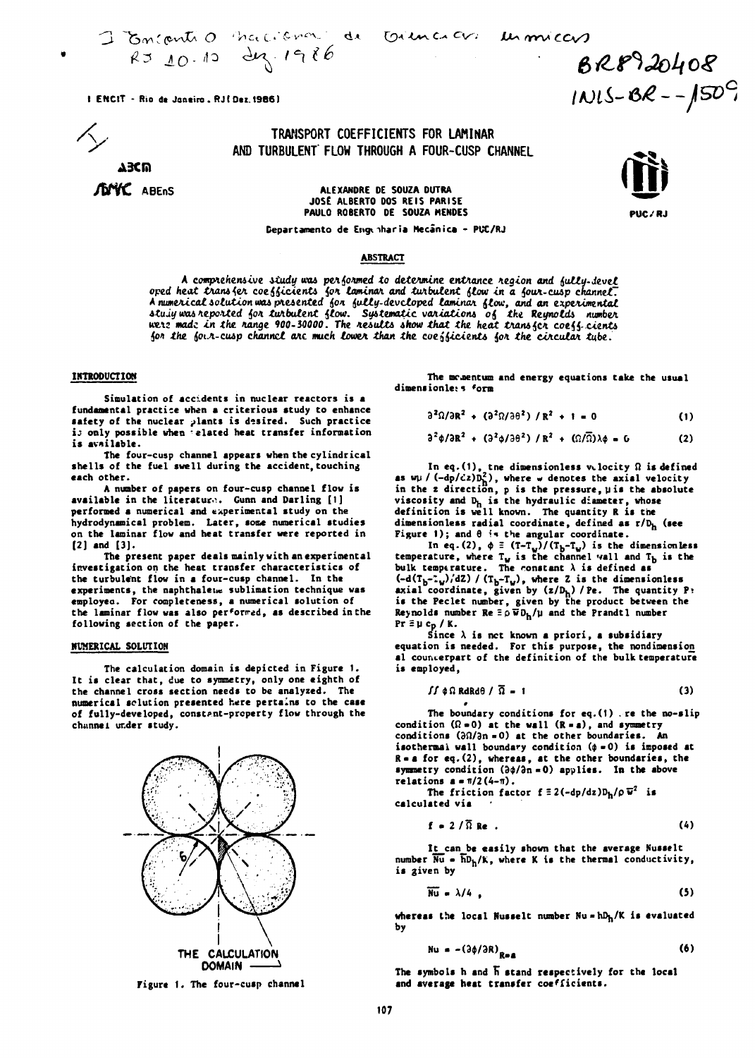I Encontro Nacional de Ciências Térmicas RJ 10-12 dez 1986

BR8920408
INIS-BR--1509

I ENCIT - Rio de Janeiro, RJ (Dez. 1986)

ABCM

ABCM ABEnS

# TRANSPORT COEFFICIENTS FOR LAMINAR AND TURBULENT FLOW THROUGH A FOUR-CUSP CHANNEL

ALEXANDRE DE SOUZA DUTRA
JOSÉ ALBERTO DOS REIS PARISE
PAULO ROBERTO DE SOUZA MENDES

Departamento de Engenharia Mecânica - PUC/RJ

PUC/RJ

## ABSTRACT

*A comprehensive study was performed to determine entrance region and fully-developed heat transfer coefficients for laminar and turbulent flow in a four-cusp channel. A numerical solution was presented for fully-developed laminar flow, and an experimental study was reported for turbulent flow. Systematic variations of the Reynolds number were made in the range 900-30000. The results show that the heat transfer coefficients for the four-cusp channel are much lower than the coefficients for the circular tube.*

## INTRODUCTION

Simulation of accidents in nuclear reactors is a fundamental practice when a criterious study to enhance safety of the nuclear plants is desired. Such practice is only possible when related heat transfer information is available.

The four-cusp channel appears when the cylindrical shells of the fuel swell during the accident, touching each other.

A number of papers on four-cusp channel flow is available in the literature. Gunn and Darling [1] performed a numerical and experimental study on the hydrodynamical problem. Later, some numerical studies on the laminar flow and heat transfer were reported in [2] and [3].

The present paper deals mainly with an experimental investigation on the heat transfer characteristics of the turbulent flow in a four-cusp channel. In the experiments, the naphthalene sublimation technique was employed. For completeness, a numerical solution of the laminar flow was also performed, as described in the following section of the paper.

## NUMERICAL SOLUTION

The calculation domain is depicted in Figure 1. It is clear that, due to symmetry, only one eighth of the channel cross section needs to be analyzed. The numerical solution presented here pertains to the case of fully-developed, constant-property flow through the channel under study.

THE CALCULATION DOMAIN

Figure 1. The four-cusp channel

The momentum and energy equations take the usual dimensionless form

$$\partial^2\Omega/\partial R^2 + (\partial^2\Omega/\partial\theta^2)/R^2 + 1 = 0 \qquad (1)$$

$$\partial^2\phi/\partial R^2 + (\partial^2\phi/\partial\theta^2)/R^2 + (\Omega/\bar{\Omega})\lambda\phi = 0 \qquad (2)$$

In eq.(1), the dimensionless velocity $\Omega$ is defined as $w\mu / (-dp/dz)D_h^2$), where $w$ denotes the axial velocity in the z direction, p is the pressure, $\mu$ is the absolute viscosity and $D_h$ is the hydraulic diameter, whose definition is well known. The quantity R is the dimensionless radial coordinate, defined as $r/D_h$ (see Figure 1); and $\theta$ is the angular coordinate.

In eq.(2), $\phi \equiv (T-T_w)/(T_b-T_w)$ is the dimensionless temperature, where $T_w$ is the channel wall and $T_b$ is the bulk temperature. The constant $\lambda$ is defined as $(-d(T_b-T_w)/dZ) / (T_b-T_w)$, where Z is the dimensionless axial coordinate, given by $(z/D_h) / Pe$. The quantity Pe is the Peclet number, given by the product between the Reynolds number $Re \equiv \rho \bar{w} D_h/\mu$ and the Prandtl number $Pr \equiv \mu c_p / K$.

Since $\lambda$ is not known a priori, a subsidiary equation is needed. For this purpose, the nondimensional counterpart of the definition of the bulk temperature is employed,

$$\iint \phi\Omega \, R dR d\theta / \bar{\Omega} = 1 \qquad (3)$$

The boundary conditions for eq.(1) are the no-slip condition ($\Omega = 0$) at the wall ($R = a$), and symmetry conditions ($\partial\Omega/\partial n = 0$) at the other boundaries. An isothermal wall boundary condition ($\phi = 0$) is imposed at $R = a$ for eq.(2), whereas, at the other boundaries, the symmetry condition ($\partial\phi/\partial n = 0$) applies. In the above relations $a = \pi/2(4-\pi)$.

The friction factor $f \equiv 2(-dp/dz)D_h/\rho\bar{w}^2$ is calculated via

$$f = 2/\bar{\Omega}\, Re . \qquad (4)$$

It can be easily shown that the average Nusselt number $\overline{Nu} = \bar{h}D_h/K$, where K is the thermal conductivity, is given by

$$\overline{Nu} = \lambda/4 , \qquad (5)$$

whereas the local Nusselt number $Nu = hD_h/K$ is evaluated by

$$Nu = -(\partial\phi/\partial R)_{R=a} \qquad (6)$$

The symbols h and $\bar{h}$ stand respectively for the local and average heat transfer coefficients.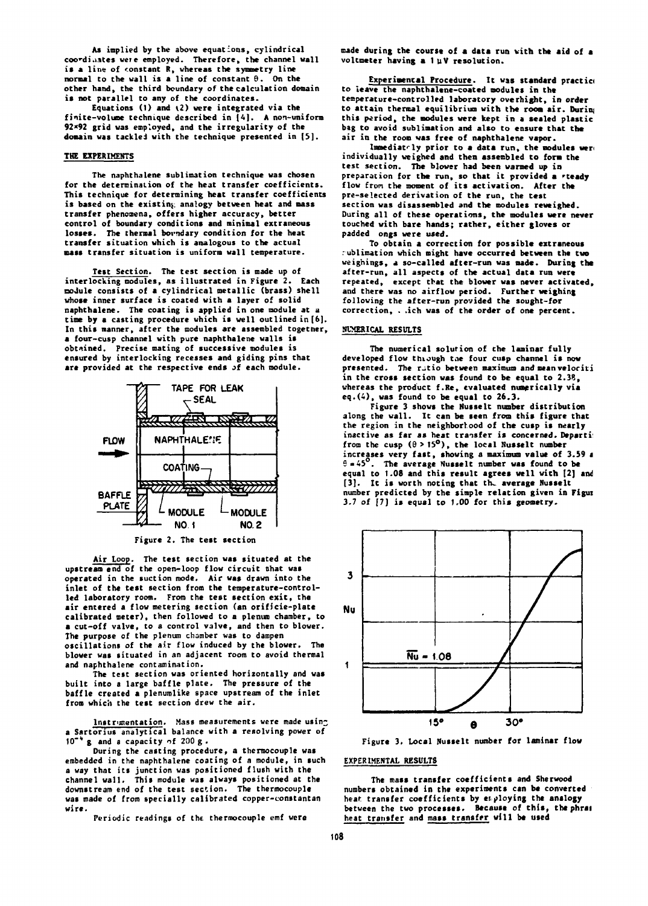As implied by the above equations, cylindrical coordinates were employed. Therefore, the channel wall is a line of constant R, whereas the symmetry line normal to the wall is a line of constant θ. On the other hand, the third boundary of the calculation domain is not parallel to any of the coordinates.

Equations (1) and (2) were integrated via the finite-volume technique described in [4]. A non-uniform 92×92 grid was employed, and the irregularity of the domain was tackled with the technique presented in [5].

## THE EXPERIMENTS

The naphthalene sublimation technique was chosen for the determination of the heat transfer coefficients. This technique for determining heat transfer coefficients is based on the existing analogy between heat and mass transfer phenomena, offers higher accuracy, better control of boundary conditions and minimal extraneous losses. The thermal boundary condition for the heat transfer situation which is analogous to the actual mass transfer situation is uniform wall temperature.

Test Section. The test section is made up of interlocking modules, as illustrated in Figure 2. Each module consists of a cylindrical metallic (brass) shell whose inner surface is coated with a layer of solid naphthalene. The coating is applied in one module at a time by a casting procedure which is well outlined in [6]. In this manner, after the modules are assembled together, a four-cusp channel with pure naphthalene walls is obtained. Precise mating of successive modules is ensured by interlocking recesses and giding pins that are provided at the respective ends of each module.

Figure 2. The test section

Air Loop. The test section was situated at the upstream end of the open-loop flow circuit that was operated in the suction mode. Air was drawn into the inlet of the test section from the temperature-controlled laboratory room. From the test section exit, the air entered a flow metering section (an orificie-plate calibrated meter), then followed to a plenum chamber, to a cut-off valve, to a control valve, and then to blower. The purpose of the plenum chamber was to dampen oscillations of the air flow induced by the blower. The blower was situated in an adjacent room to avoid thermal and naphthalene contamination.

The test section was oriented horizontally and was built into a large baffle plate. The pressure of the baffle created a plenumlike space upstream of the inlet from which the test section drew the air.

Instrumentation. Mass measurements were made using a Sartorius analytical balance with a resolving power of $10^{-4}$ g and a capacity of 200 g.

During the casting procedure, a thermocouple was embedded in the naphthalene coating of a module, in such a way that its junction was positioned flush with the channel wall. This module was always positioned at the downstream end of the test section. The thermocouple was made of from specially calibrated copper-constantan wire.

Periodic readings of the thermocouple emf were made during the course of a data run with the aid of a voltmeter having a 1 μV resolution.

Experimental Procedure. It was standard practice to leave the naphthalene-coated modules in the temperature-controlled laboratory overnight, in order to attain thermal equilibrium with the room air. During this period, the modules were kept in a sealed plastic bag to avoid sublimation and also to ensure that the air in the room was free of naphthalene vapor.

Immediately prior to a data run, the modules were individually weighed and then assembled to form the test section. The blower had been warmed up in preparation for the run, so that it provided a steady flow from the moment of its activation. After the pre-selected derivation of the run, the test section was disassembled and the modules reweighed. During all of these operations, the modules were never touched with bare hands; rather, either gloves or padded ongs were used.

To obtain a correction for possible extraneous sublimation which might have occurred between the two weighings, a so-called after-run was made. During the after-run, all aspects of the actual data run were repeated, except that the blower was never activated, and there was no airflow period. Further weighing following the after-run provided the sought-for correction, which was of the order of one percent.

## NUMERICAL RESULTS

The numerical solution of the laminar fully developed flow through the four cusp channel is now presented. The ratio between maximum and mean velocities in the cross section was found to be equal to 2.38, whereas the product f.Re, evaluated numerically via eq.(4), was found to be equal to 26.3.

Figure 3 shows the Nusselt number distribution along the wall. It can be seen from this figure that the region in the neighborhood of the cusp is nearly inactive as far as heat transfer is concerned. Departing from the cusp (θ > 15°), the local Nusselt number increases very fast, showing a maximum value of 3.59 at θ = 45°. The average Nusselt number was found to be equal to 1.08 and this result agrees well with [2] and [3]. It is worth noting that the average Nusselt number predicted by the simple relation given in Figure 3.7 of [7] is equal to 1.00 for this geometry.

Figure 3. Local Nusselt number for laminar flow

## EXPERIMENTAL RESULTS

The mass transfer coefficients and Sherwood numbers obtained in the experiments can be converted heat transfer coefficients by employing the analogy between the two processes. Because of this, the phrase heat transfer and mass transfer will be used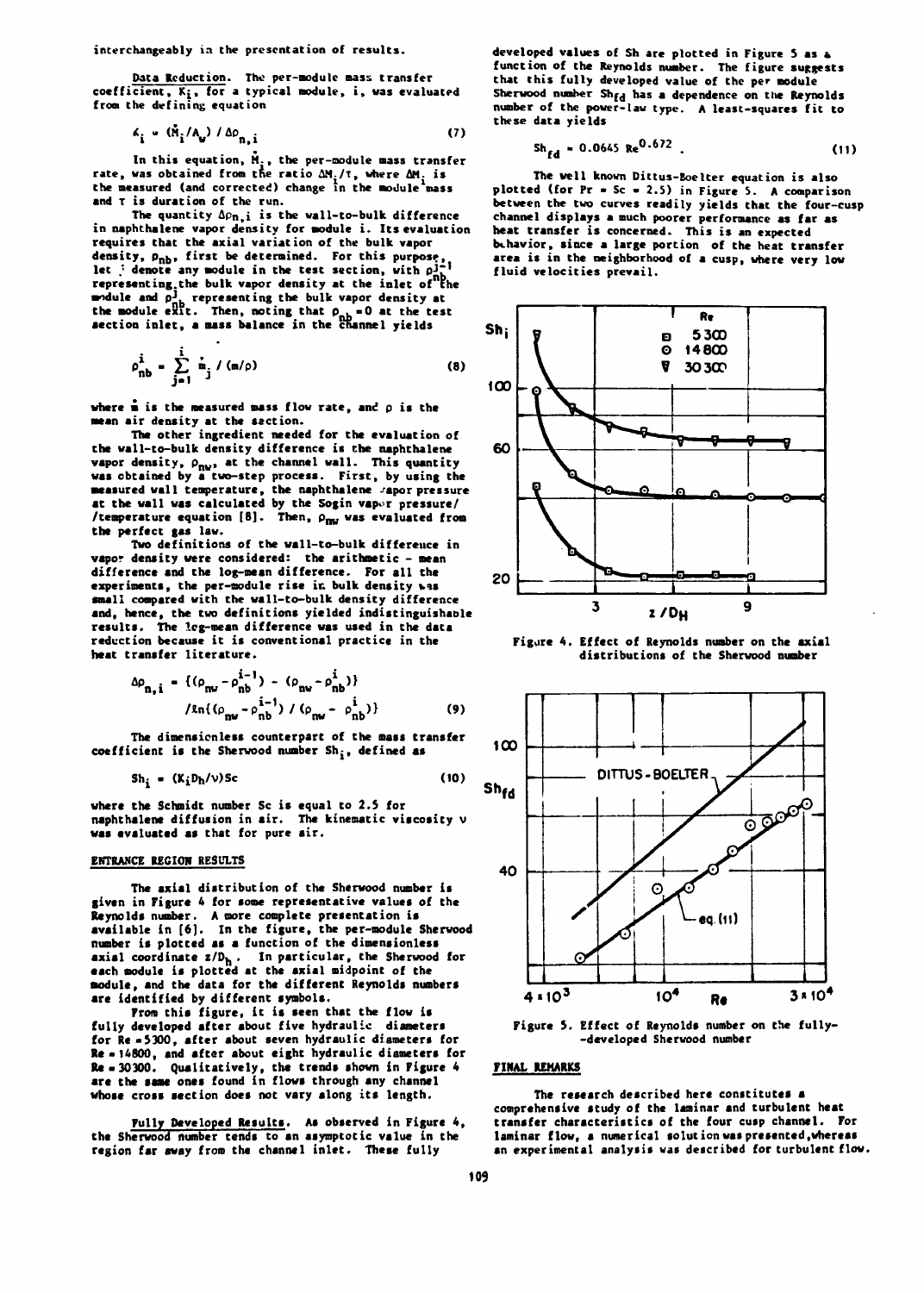interchangeably in the presentation of results.

Data Reduction. The per-module mass transfer coefficient, $K_i$, for a typical module, i, was evaluated from the defining equation

$$K_i = (\dot{M}_i/A_w) / \Delta\rho_{n,i} \quad (7)$$

In this equation, $\dot{M}_i$, the per-module mass transfer rate, was obtained from the ratio $\Delta M_i/\tau$, where $\Delta M_i$ is the measured (and corrected) change in the module mass and $\tau$ is duration of the run.

The quantity $\Delta\rho_{n,i}$ is the wall-to-bulk difference in naphthalene vapor density for module i. Its evaluation requires that the axial variation of the bulk vapor density, $\rho_{nb}$, first be determined. For this purpose, let j denote any module in the test section, with $\rho_{nb}^{j-1}$ representing the bulk vapor density at the inlet of the module and $\rho_{nb}^{j}$ representing the bulk vapor density at the module exit. Then, noting that $\rho_{nb}=0$ at the test section inlet, a mass balance in the channel yields

$$\rho_{nb}^{i} = \sum_{j=1}^{i} \dot{m}_j / (\dot{m}/\rho) \quad (8)$$

where $\dot{m}$ is the measured mass flow rate, and $\rho$ is the mean air density at the section.

The other ingredient needed for the evaluation of the wall-to-bulk density difference is the naphthalene vapor density, $\rho_{nw}$, at the channel wall. This quantity was obtained by a two-step process. First, by using the measured wall temperature, the naphthalene vapor pressure at the wall was calculated by the Sogin vapor pressure/ /temperature equation [8]. Then, $\rho_{nw}$ was evaluated from the perfect gas law.

Two definitions of the wall-to-bulk difference in vapor density were considered: the arithmetic - mean difference and the log-mean difference. For all the experiments, the per-module rise in bulk density was small compared with the wall-to-bulk density difference and, hence, the two definitions yielded indistinguishable results. The log-mean difference was used in the data reduction because it is conventional practice in the heat transfer literature.

$$\Delta\rho_{n,i} = \{(\rho_{nw}-\rho_{nb}^{i-1}) - (\rho_{nw}-\rho_{nb}^{i})\} / \ln\{(\rho_{nw}-\rho_{nb}^{i-1}) / (\rho_{nw}-\rho_{nb}^{i})\} \quad (9)$$

The dimensionless counterpart of the mass transfer coefficient is the Sherwood number $Sh_i$, defined as

$$Sh_i = (K_i D_h/\nu) Sc \quad (10)$$

where the Schmidt number Sc is equal to 2.5 for naphthalene diffusion in air. The kinematic viscosity $\nu$ was evaluated as that for pure air.

## ENTRANCE REGION RESULTS

The axial distribution of the Sherwood number is given in Figure 4 for some representative values of the Reynolds number. A more complete presentation is available in [6]. In the figure, the per-module Sherwood number is plotted as a function of the dimensionless axial coordinate $z/D_h$. In particular, the Sherwood for each module is plotted at the axial midpoint of the module, and the data for the different Reynolds numbers are identified by different symbols.

From this figure, it is seen that the flow is fully developed after about five hydraulic diameters for Re = 5300, after about seven hydraulic diameters for Re = 14800, and after about eight hydraulic diameters for Re = 30300. Qualitatively, the trends shown in Figure 4 are the same ones found in flows through any channel whose cross section does not vary along its length.

Fully Developed Results. As observed in Figure 4, the Sherwood number tends to an asymptotic value in the region far away from the channel inlet. These fully developed values of Sh are plotted in Figure 5 as a function of the Reynolds number. The figure suggests that this fully developed value of the per module Sherwood number $Sh_{fd}$ has a dependence on the Reynolds number of the power-law type. A least-squares fit to these data yields

$$Sh_{fd} = 0.0645\, Re^{0.672} \quad (11)$$

The well known Dittus-Boelter equation is also plotted (for Pr = Sc = 2.5) in Figure 5. A comparison between the two curves readily yields that the four-cusp channel displays a much poorer performance as far as heat transfer is concerned. This is an expected behavior, since a large portion of the heat transfer area is in the neighborhood of a cusp, where very low fluid velocities prevail.

Figure 4. Effect of Reynolds number on the axial distributions of the Sherwood number

Figure 5. Effect of Reynolds number on the fully-developed Sherwood number

## FINAL REMARKS

The research described here constitutes a comprehensive study of the laminar and turbulent heat transfer characteristics of the four cusp channel. For laminar flow, a numerical solution was presented, whereas an experimental analysis was described for turbulent flow.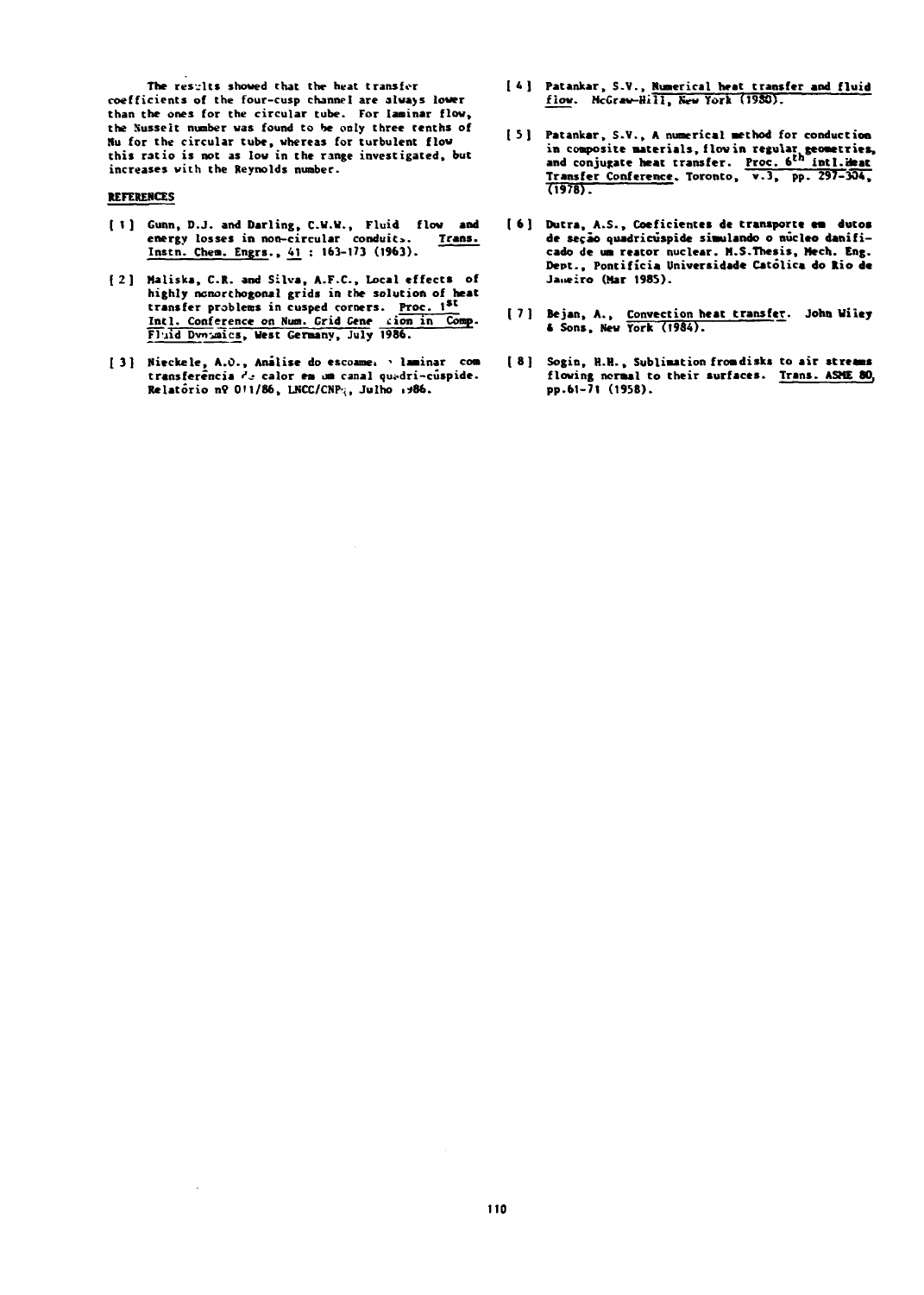The results showed that the heat transfer coefficients of the four-cusp channel are always lower than the ones for the circular tube. For laminar flow, the Nusselt number was found to be only three tenths of Nu for the circular tube, whereas for turbulent flow this ratio is not as low in the range investigated, but increases with the Reynolds number.

## REFERENCES

[1] Gunn, D.J. and Darling, C.W.W., Fluid flow and energy losses in non-circular conduits. Trans. Instn. Chem. Engrs., 41 : 163-173 (1963).

[2] Maliska, C.R. and Silva, A.F.C., Local effects of highly nonorthogonal grids in the solution of heat transfer problems in cusped corners. Proc. 1st Intl. Conference on Num. Grid Generation in Comp. Fluid Dynamics, West Germany, July 1986.

[3] Nieckele, A.O., Análise do escoamento laminar com transferência de calor em um canal quadri-cúspide. Relatório nº 011/86, LNCC/CNPq, Julho 1986.

[4] Patankar, S.V., Numerical heat transfer and fluid flow. McGraw-Hill, New York (1980).

[5] Patankar, S.V., A numerical method for conduction in composite materials, flow in regular geometries, and conjugate heat transfer. Proc. 6th Intl. Heat Transfer Conference, Toronto, v.3, pp. 297-304, (1978).

[6] Dutra, A.S., Coeficientes de transporte em dutos de seção quadricúspide simulando o núcleo danificado de um reator nuclear. M.S.Thesis, Mech. Eng. Dept., Pontifícia Universidade Católica do Rio de Janeiro (Mar 1985).

[7] Bejan, A., Convection heat transfer. John Wiley & Sons, New York (1984).

[8] Sogin, H.H., Sublimation from disks to air streams flowing normal to their surfaces. Trans. ASME 80, pp.61-71 (1958).